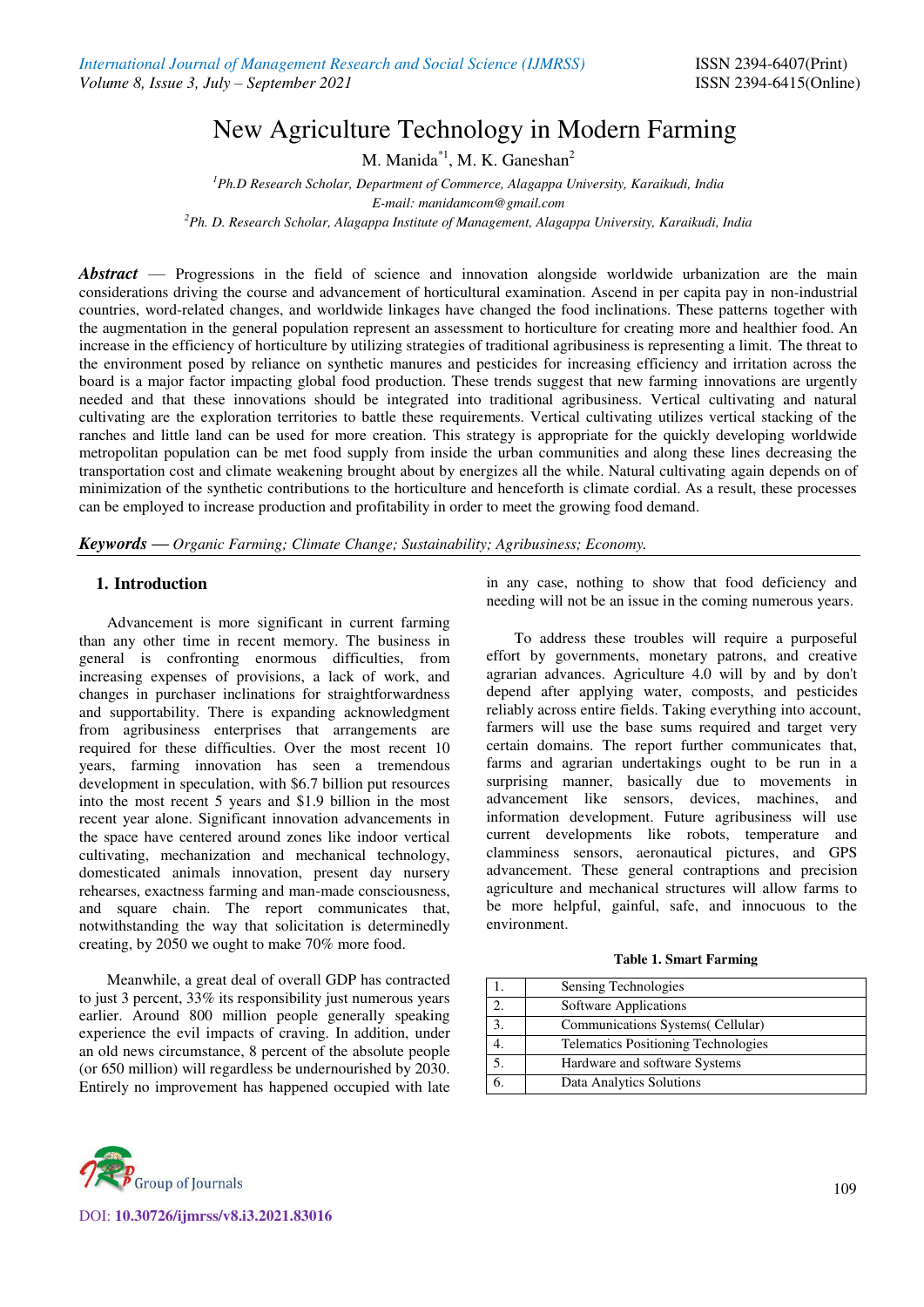# New Agriculture Technology in Modern Farming

M. Manida[*1], M. K. Ganeshan[2]

[1]Ph.D Research Scholar, Department of Commerce, Alagappa University, Karaikudi, India
E-mail: manidamcom@gmail.com

[2]Ph. D. Research Scholar, Alagappa Institute of Management, Alagappa University, Karaikudi, India

***Abstract*** — Progressions in the field of science and innovation alongside worldwide urbanization are the main considerations driving the course and advancement of horticultural examination. Ascend in per capita pay in non-industrial countries, word-related changes, and worldwide linkages have changed the food inclinations. These patterns together with the augmentation in the general population represent an assessment to horticulture for creating more and healthier food. An increase in the efficiency of horticulture by utilizing strategies of traditional agribusiness is representing a limit. The threat to the environment posed by reliance on synthetic manures and pesticides for increasing efficiency and irritation across the board is a major factor impacting global food production. These trends suggest that new farming innovations are urgently needed and that these innovations should be integrated into traditional agribusiness. Vertical cultivating and natural cultivating are the exploration territories to battle these requirements. Vertical cultivating utilizes vertical stacking of the ranches and little land can be used for more creation. This strategy is appropriate for the quickly developing worldwide metropolitan population can be met food supply from inside the urban communities and along these lines decreasing the transportation cost and climate weakening brought about by energizes all the while. Natural cultivating again depends on of minimization of the synthetic contributions to the horticulture and henceforth is climate cordial. As a result, these processes can be employed to increase production and profitability in order to meet the growing food demand.

***Keywords*** — *Organic Farming; Climate Change; Sustainability; Agribusiness; Economy.*

## 1. Introduction

Advancement is more significant in current farming than any other time in recent memory. The business in general is confronting enormous difficulties, from increasing expenses of provisions, a lack of work, and changes in purchaser inclinations for straightforwardness and supportability. There is expanding acknowledgment from agribusiness enterprises that arrangements are required for these difficulties. Over the most recent 10 years, farming innovation has seen a tremendous development in speculation, with $6.7 billion put resources into the most recent 5 years and $1.9 billion in the most recent year alone. Significant innovation advancements in the space have centered around zones like indoor vertical cultivating, mechanization and mechanical technology, domesticated animals innovation, present day nursery rehearses, exactness farming and man-made consciousness, and square chain. The report communicates that, notwithstanding the way that solicitation is determinedly creating, by 2050 we ought to make 70% more food.

Meanwhile, a great deal of overall GDP has contracted to just 3 percent, 33% its responsibility just numerous years earlier. Around 800 million people generally speaking experience the evil impacts of craving. In addition, under an old news circumstance, 8 percent of the absolute people (or 650 million) will regardless be undernourished by 2030. Entirely no improvement has happened occupied with late in any case, nothing to show that food deficiency and needing will not be an issue in the coming numerous years.

To address these troubles will require a purposeful effort by governments, monetary patrons, and creative agrarian advances. Agriculture 4.0 will by and by don't depend after applying water, composts, and pesticides reliably across entire fields. Taking everything into account, farmers will use the base sums required and target very certain domains. The report further communicates that, farms and agrarian undertakings ought to be run in a surprising manner, basically due to movements in advancement like sensors, devices, machines, and information development. Future agribusiness will use current developments like robots, temperature and clamminess sensors, aeronautical pictures, and GPS advancement. These general contraptions and precision agriculture and mechanical structures will allow farms to be more helpful, gainful, safe, and innocuous to the environment.

**Table 1. Smart Farming**

| | |
|---|---|
| 1. | Sensing Technologies |
| 2. | Software Applications |
| 3. | Communications Systems( Cellular) |
| 4. | Telematics Positioning Technologies |
| 5. | Hardware and software Systems |
| 6. | Data Analytics Solutions |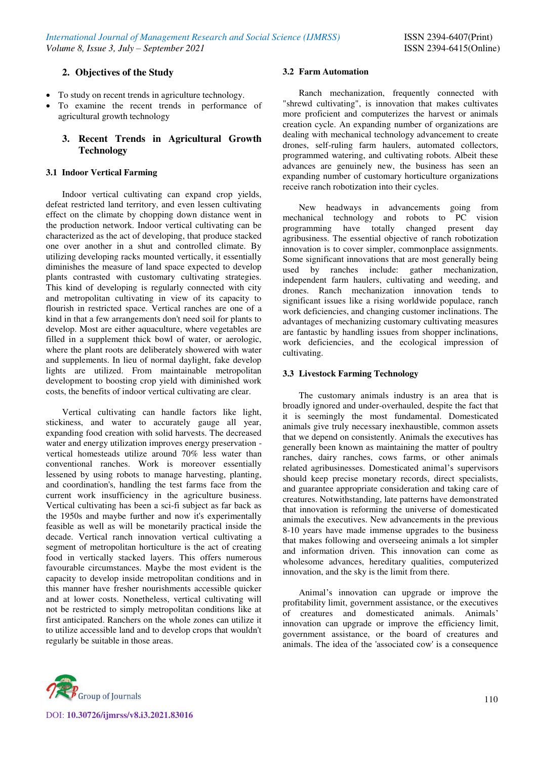## 2. Objectives of the Study

- To study on recent trends in agriculture technology.
- To examine the recent trends in performance of agricultural growth technology

## 3. Recent Trends in Agricultural Growth Technology

### 3.1 Indoor Vertical Farming

Indoor vertical cultivating can expand crop yields, defeat restricted land territory, and even lessen cultivating effect on the climate by chopping down distance went in the production network. Indoor vertical cultivating can be characterized as the act of developing, that produce stacked one over another in a shut and controlled climate. By utilizing developing racks mounted vertically, it essentially diminishes the measure of land space expected to develop plants contrasted with customary cultivating strategies. This kind of developing is regularly connected with city and metropolitan cultivating in view of its capacity to flourish in restricted space. Vertical ranches are one of a kind in that a few arrangements don't need soil for plants to develop. Most are either aquaculture, where vegetables are filled in a supplement thick bowl of water, or aerologic, where the plant roots are deliberately showered with water and supplements. In lieu of normal daylight, fake develop lights are utilized. From maintainable metropolitan development to boosting crop yield with diminished work costs, the benefits of indoor vertical cultivating are clear.

Vertical cultivating can handle factors like light, stickiness, and water to accurately gauge all year, expanding food creation with solid harvests. The decreased water and energy utilization improves energy preservation - vertical homesteads utilize around 70% less water than conventional ranches. Work is moreover essentially lessened by using robots to manage harvesting, planting, and coordination's, handling the test farms face from the current work insufficiency in the agriculture business. Vertical cultivating has been a sci-fi subject as far back as the 1950s and maybe further and now it's experimentally feasible as well as will be monetarily practical inside the decade. Vertical ranch innovation vertical cultivating a segment of metropolitan horticulture is the act of creating food in vertically stacked layers. This offers numerous favourable circumstances. Maybe the most evident is the capacity to develop inside metropolitan conditions and in this manner have fresher nourishments accessible quicker and at lower costs. Nonetheless, vertical cultivating will not be restricted to simply metropolitan conditions like at first anticipated. Ranchers on the whole zones can utilize it to utilize accessible land and to develop crops that wouldn't regularly be suitable in those areas.

### 3.2 Farm Automation

Ranch mechanization, frequently connected with "shrewd cultivating", is innovation that makes cultivates more proficient and computerizes the harvest or animals creation cycle. An expanding number of organizations are dealing with mechanical technology advancement to create drones, self-ruling farm haulers, automated collectors, programmed watering, and cultivating robots. Albeit these advances are genuinely new, the business has seen an expanding number of customary horticulture organizations receive ranch robotization into their cycles.

New headways in advancements going from mechanical technology and robots to PC vision programming have totally changed present day agribusiness. The essential objective of ranch robotization innovation is to cover simpler, commonplace assignments. Some significant innovations that are most generally being used by ranches include: gather mechanization, independent farm haulers, cultivating and weeding, and drones. Ranch mechanization innovation tends to significant issues like a rising worldwide populace, ranch work deficiencies, and changing customer inclinations. The advantages of mechanizing customary cultivating measures are fantastic by handling issues from shopper inclinations, work deficiencies, and the ecological impression of cultivating.

### 3.3 Livestock Farming Technology

The customary animals industry is an area that is broadly ignored and under-overhauled, despite the fact that it is seemingly the most fundamental. Domesticated animals give truly necessary inexhaustible, common assets that we depend on consistently. Animals the executives has generally been known as maintaining the matter of poultry ranches, dairy ranches, cows farms, or other animals related agribusinesses. Domesticated animal's supervisors should keep precise monetary records, direct specialists, and guarantee appropriate consideration and taking care of creatures. Notwithstanding, late patterns have demonstrated that innovation is reforming the universe of domesticated animals the executives. New advancements in the previous 8-10 years have made immense upgrades to the business that makes following and overseeing animals a lot simpler and information driven. This innovation can come as wholesome advances, hereditary qualities, computerized innovation, and the sky is the limit from there.

Animal's innovation can upgrade or improve the profitability limit, government assistance, or the executives of creatures and domesticated animals. Animals' innovation can upgrade or improve the efficiency limit, government assistance, or the board of creatures and animals. The idea of the 'associated cow' is a consequence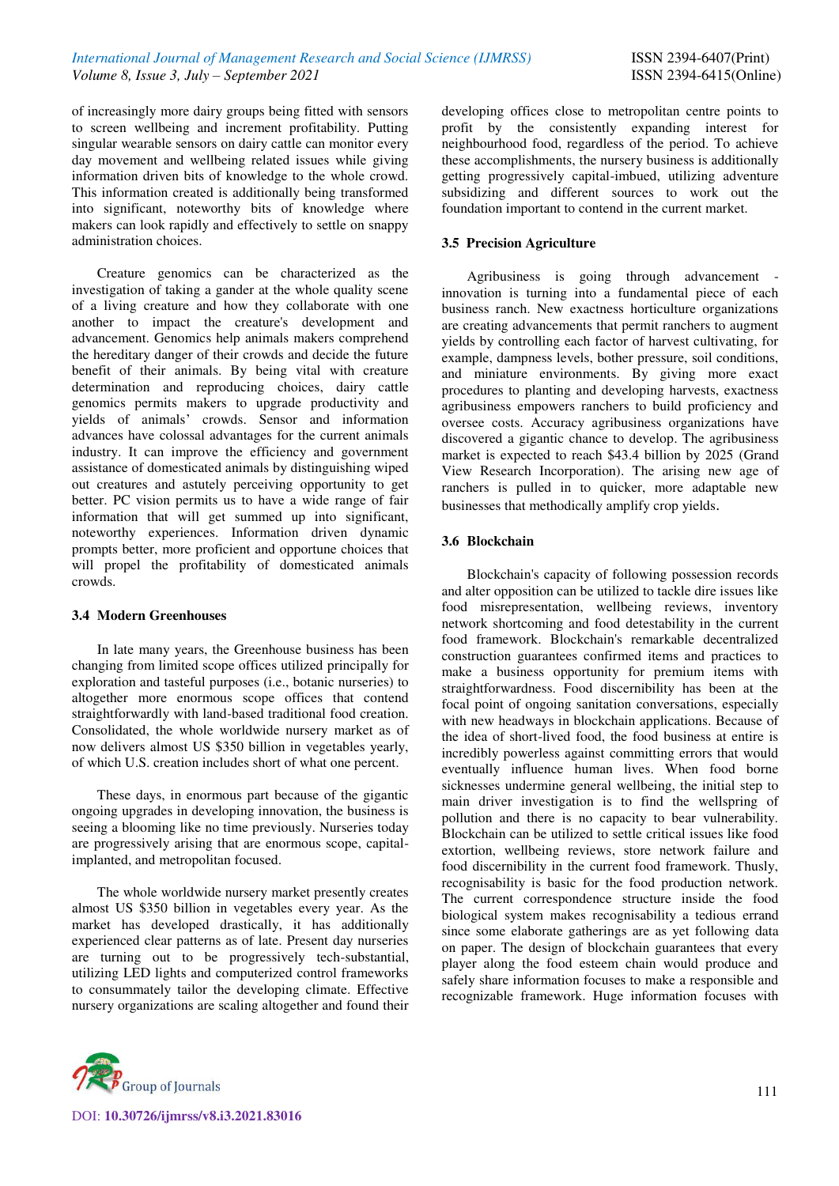of increasingly more dairy groups being fitted with sensors to screen wellbeing and increment profitability. Putting singular wearable sensors on dairy cattle can monitor every day movement and wellbeing related issues while giving information driven bits of knowledge to the whole crowd. This information created is additionally being transformed into significant, noteworthy bits of knowledge where makers can look rapidly and effectively to settle on snappy administration choices.

Creature genomics can be characterized as the investigation of taking a gander at the whole quality scene of a living creature and how they collaborate with one another to impact the creature's development and advancement. Genomics help animals makers comprehend the hereditary danger of their crowds and decide the future benefit of their animals. By being vital with creature determination and reproducing choices, dairy cattle genomics permits makers to upgrade productivity and yields of animals' crowds. Sensor and information advances have colossal advantages for the current animals industry. It can improve the efficiency and government assistance of domesticated animals by distinguishing wiped out creatures and astutely perceiving opportunity to get better. PC vision permits us to have a wide range of fair information that will get summed up into significant, noteworthy experiences. Information driven dynamic prompts better, more proficient and opportune choices that will propel the profitability of domesticated animals crowds.

### 3.4 Modern Greenhouses

In late many years, the Greenhouse business has been changing from limited scope offices utilized principally for exploration and tasteful purposes (i.e., botanic nurseries) to altogether more enormous scope offices that contend straightforwardly with land-based traditional food creation. Consolidated, the whole worldwide nursery market as of now delivers almost US $350 billion in vegetables yearly, of which U.S. creation includes short of what one percent.

These days, in enormous part because of the gigantic ongoing upgrades in developing innovation, the business is seeing a blooming like no time previously. Nurseries today are progressively arising that are enormous scope, capital-implanted, and metropolitan focused.

The whole worldwide nursery market presently creates almost US $350 billion in vegetables every year. As the market has developed drastically, it has additionally experienced clear patterns as of late. Present day nurseries are turning out to be progressively tech-substantial, utilizing LED lights and computerized control frameworks to consummately tailor the developing climate. Effective nursery organizations are scaling altogether and found their developing offices close to metropolitan centre points to profit by the consistently expanding interest for neighbourhood food, regardless of the period. To achieve these accomplishments, the nursery business is additionally getting progressively capital-imbued, utilizing adventure subsidizing and different sources to work out the foundation important to contend in the current market.

### 3.5 Precision Agriculture

Agribusiness is going through advancement - innovation is turning into a fundamental piece of each business ranch. New exactness horticulture organizations are creating advancements that permit ranchers to augment yields by controlling each factor of harvest cultivating, for example, dampness levels, bother pressure, soil conditions, and miniature environments. By giving more exact procedures to planting and developing harvests, exactness agribusiness empowers ranchers to build proficiency and oversee costs. Accuracy agribusiness organizations have discovered a gigantic chance to develop. The agribusiness market is expected to reach $43.4 billion by 2025 (Grand View Research Incorporation). The arising new age of ranchers is pulled in to quicker, more adaptable new businesses that methodically amplify crop yields.

### 3.6 Blockchain

Blockchain's capacity of following possession records and alter opposition can be utilized to tackle dire issues like food misrepresentation, wellbeing reviews, inventory network shortcoming and food detestability in the current food framework. Blockchain's remarkable decentralized construction guarantees confirmed items and practices to make a business opportunity for premium items with straightforwardness. Food discernibility has been at the focal point of ongoing sanitation conversations, especially with new headways in blockchain applications. Because of the idea of short-lived food, the food business at entire is incredibly powerless against committing errors that would eventually influence human lives. When food borne sicknesses undermine general wellbeing, the initial step to main driver investigation is to find the wellspring of pollution and there is no capacity to bear vulnerability. Blockchain can be utilized to settle critical issues like food extortion, wellbeing reviews, store network failure and food discernibility in the current food framework. Thusly, recognisability is basic for the food production network. The current correspondence structure inside the food biological system makes recognisability a tedious errand since some elaborate gatherings are as yet following data on paper. The design of blockchain guarantees that every player along the food esteem chain would produce and safely share information focuses to make a responsible and recognizable framework. Huge information focuses with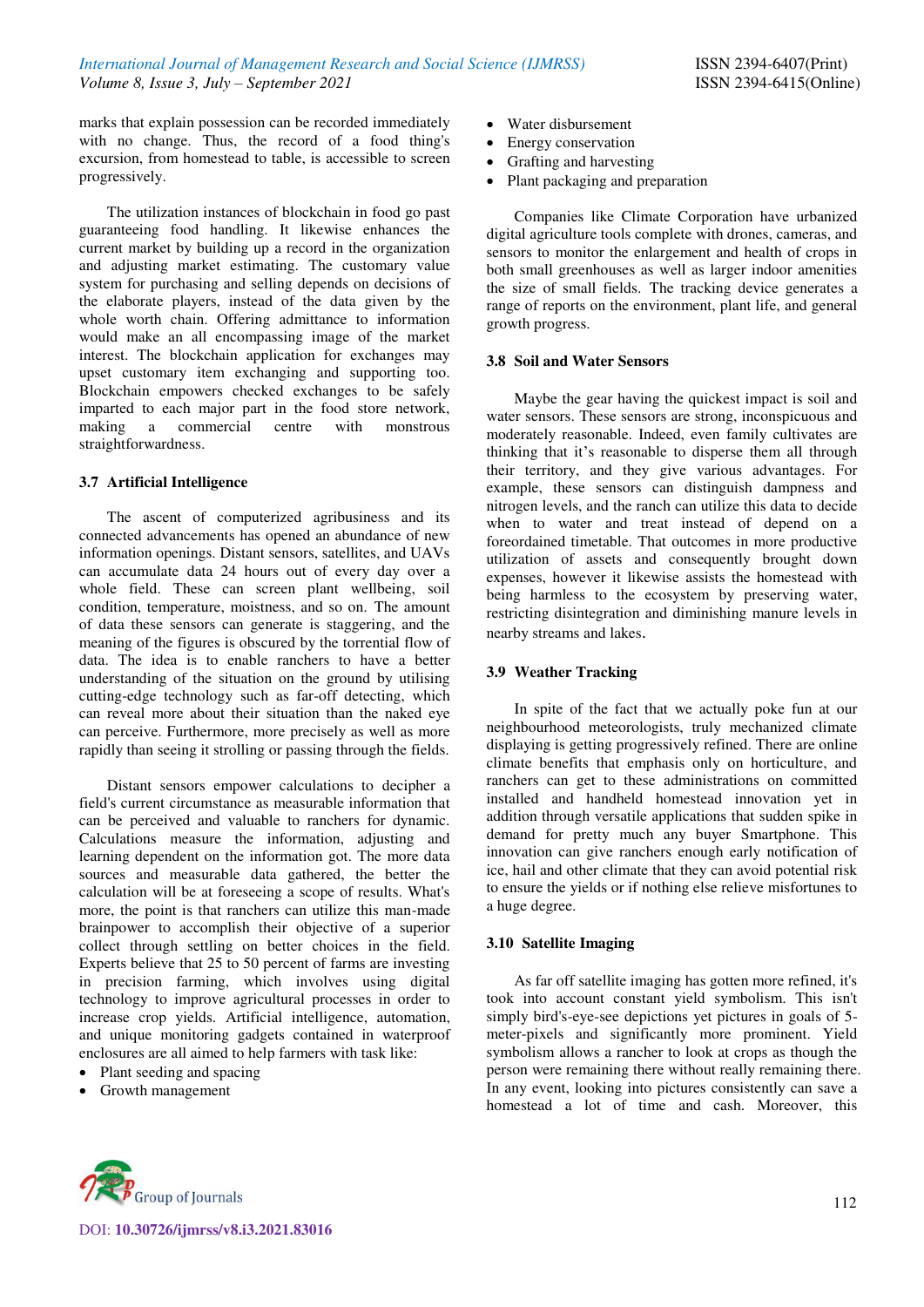marks that explain possession can be recorded immediately with no change. Thus, the record of a food thing's excursion, from homestead to table, is accessible to screen progressively.

The utilization instances of blockchain in food go past guaranteeing food handling. It likewise enhances the current market by building up a record in the organization and adjusting market estimating. The customary value system for purchasing and selling depends on decisions of the elaborate players, instead of the data given by the whole worth chain. Offering admittance to information would make an all encompassing image of the market interest. The blockchain application for exchanges may upset customary item exchanging and supporting too. Blockchain empowers checked exchanges to be safely imparted to each major part in the food store network, making a commercial centre with monstrous straightforwardness.

### 3.7 Artificial Intelligence

The ascent of computerized agribusiness and its connected advancements has opened an abundance of new information openings. Distant sensors, satellites, and UAVs can accumulate data 24 hours out of every day over a whole field. These can screen plant wellbeing, soil condition, temperature, moistness, and so on. The amount of data these sensors can generate is staggering, and the meaning of the figures is obscured by the torrential flow of data. The idea is to enable ranchers to have a better understanding of the situation on the ground by utilising cutting-edge technology such as far-off detecting, which can reveal more about their situation than the naked eye can perceive. Furthermore, more precisely as well as more rapidly than seeing it strolling or passing through the fields.

Distant sensors empower calculations to decipher a field's current circumstance as measurable information that can be perceived and valuable to ranchers for dynamic. Calculations measure the information, adjusting and learning dependent on the information got. The more data sources and measurable data gathered, the better the calculation will be at foreseeing a scope of results. What's more, the point is that ranchers can utilize this man-made brainpower to accomplish their objective of a superior collect through settling on better choices in the field. Experts believe that 25 to 50 percent of farms are investing in precision farming, which involves using digital technology to improve agricultural processes in order to increase crop yields. Artificial intelligence, automation, and unique monitoring gadgets contained in waterproof enclosures are all aimed to help farmers with task like:

- Plant seeding and spacing
- Growth management
- Water disbursement
- Energy conservation
- Grafting and harvesting
- Plant packaging and preparation

Companies like Climate Corporation have urbanized digital agriculture tools complete with drones, cameras, and sensors to monitor the enlargement and health of crops in both small greenhouses as well as larger indoor amenities the size of small fields. The tracking device generates a range of reports on the environment, plant life, and general growth progress.

### 3.8 Soil and Water Sensors

Maybe the gear having the quickest impact is soil and water sensors. These sensors are strong, inconspicuous and moderately reasonable. Indeed, even family cultivates are thinking that it's reasonable to disperse them all through their territory, and they give various advantages. For example, these sensors can distinguish dampness and nitrogen levels, and the ranch can utilize this data to decide when to water and treat instead of depend on a foreordained timetable. That outcomes in more productive utilization of assets and consequently brought down expenses, however it likewise assists the homestead with being harmless to the ecosystem by preserving water, restricting disintegration and diminishing manure levels in nearby streams and lakes.

### 3.9 Weather Tracking

In spite of the fact that we actually poke fun at our neighbourhood meteorologists, truly mechanized climate displaying is getting progressively refined. There are online climate benefits that emphasis only on horticulture, and ranchers can get to these administrations on committed installed and handheld homestead innovation yet in addition through versatile applications that sudden spike in demand for pretty much any buyer Smartphone. This innovation can give ranchers enough early notification of ice, hail and other climate that they can avoid potential risk to ensure the yields or if nothing else relieve misfortunes to a huge degree.

### 3.10 Satellite Imaging

As far off satellite imaging has gotten more refined, it's took into account constant yield symbolism. This isn't simply bird's-eye-see depictions yet pictures in goals of 5-meter-pixels and significantly more prominent. Yield symbolism allows a rancher to look at crops as though the person were remaining there without really remaining there. In any event, looking into pictures consistently can save a homestead a lot of time and cash. Moreover, this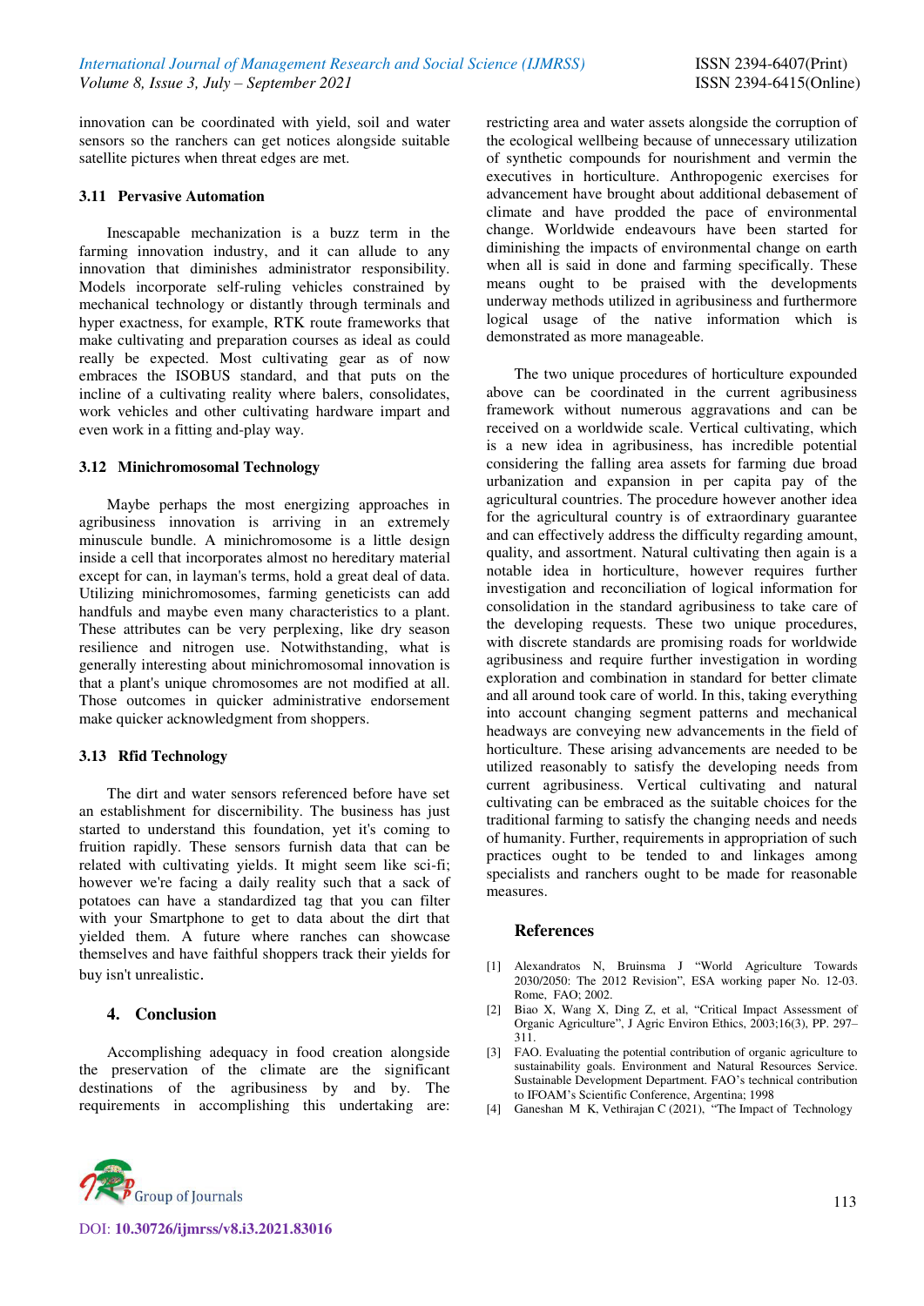innovation can be coordinated with yield, soil and water sensors so the ranchers can get notices alongside suitable satellite pictures when threat edges are met.

### 3.11 Pervasive Automation

Inescapable mechanization is a buzz term in the farming innovation industry, and it can allude to any innovation that diminishes administrator responsibility. Models incorporate self-ruling vehicles constrained by mechanical technology or distantly through terminals and hyper exactness, for example, RTK route frameworks that make cultivating and preparation courses as ideal as could really be expected. Most cultivating gear as of now embraces the ISOBUS standard, and that puts on the incline of a cultivating reality where balers, consolidates, work vehicles and other cultivating hardware impart and even work in a fitting and-play way.

### 3.12 Minichromosomal Technology

Maybe perhaps the most energizing approaches in agribusiness innovation is arriving in an extremely minuscule bundle. A minichromosome is a little design inside a cell that incorporates almost no hereditary material except for can, in layman's terms, hold a great deal of data. Utilizing minichromosomes, farming geneticists can add handfuls and maybe even many characteristics to a plant. These attributes can be very perplexing, like dry season resilience and nitrogen use. Notwithstanding, what is generally interesting about minichromosomal innovation is that a plant's unique chromosomes are not modified at all. Those outcomes in quicker administrative endorsement make quicker acknowledgment from shoppers.

### 3.13 Rfid Technology

The dirt and water sensors referenced before have set an establishment for discernibility. The business has just started to understand this foundation, yet it's coming to fruition rapidly. These sensors furnish data that can be related with cultivating yields. It might seem like sci-fi; however we're facing a daily reality such that a sack of potatoes can have a standardized tag that you can filter with your Smartphone to get to data about the dirt that yielded them. A future where ranches can showcase themselves and have faithful shoppers track their yields for buy isn't unrealistic.

## 4. Conclusion

Accomplishing adequacy in food creation alongside the preservation of the climate are the significant destinations of the agribusiness by and by. The requirements in accomplishing this undertaking are: restricting area and water assets alongside the corruption of the ecological wellbeing because of unnecessary utilization of synthetic compounds for nourishment and vermin the executives in horticulture. Anthropogenic exercises for advancement have brought about additional debasement of climate and have prodded the pace of environmental change. Worldwide endeavours have been started for diminishing the impacts of environmental change on earth when all is said in done and farming specifically. These means ought to be praised with the developments underway methods utilized in agribusiness and furthermore logical usage of the native information which is demonstrated as more manageable.

The two unique procedures of horticulture expounded above can be coordinated in the current agribusiness framework without numerous aggravations and can be received on a worldwide scale. Vertical cultivating, which is a new idea in agribusiness, has incredible potential considering the falling area assets for farming due broad urbanization and expansion in per capita pay of the agricultural countries. The procedure however another idea for the agricultural country is of extraordinary guarantee and can effectively address the difficulty regarding amount, quality, and assortment. Natural cultivating then again is a notable idea in horticulture, however requires further investigation and reconciliation of logical information for consolidation in the standard agribusiness to take care of the developing requests. These two unique procedures, with discrete standards are promising roads for worldwide agribusiness and require further investigation in wording exploration and combination in standard for better climate and all around took care of world. In this, taking everything into account changing segment patterns and mechanical headways are conveying new advancements in the field of horticulture. These arising advancements are needed to be utilized reasonably to satisfy the developing needs from current agribusiness. Vertical cultivating and natural cultivating can be embraced as the suitable choices for the traditional farming to satisfy the changing needs and needs of humanity. Further, requirements in appropriation of such practices ought to be tended to and linkages among specialists and ranchers ought to be made for reasonable measures.

## References

[1] Alexandratos N, Bruinsma J "World Agriculture Towards 2030/2050: The 2012 Revision", ESA working paper No. 12-03. Rome, FAO; 2002.

[2] Biao X, Wang X, Ding Z, et al, "Critical Impact Assessment of Organic Agriculture", J Agric Environ Ethics, 2003;16(3), PP. 297–311.

[3] FAO. Evaluating the potential contribution of organic agriculture to sustainability goals. Environment and Natural Resources Service. Sustainable Development Department. FAO's technical contribution to IFOAM's Scientific Conference, Argentina; 1998

[4] Ganeshan M K, Vethirajan C (2021), "The Impact of Technology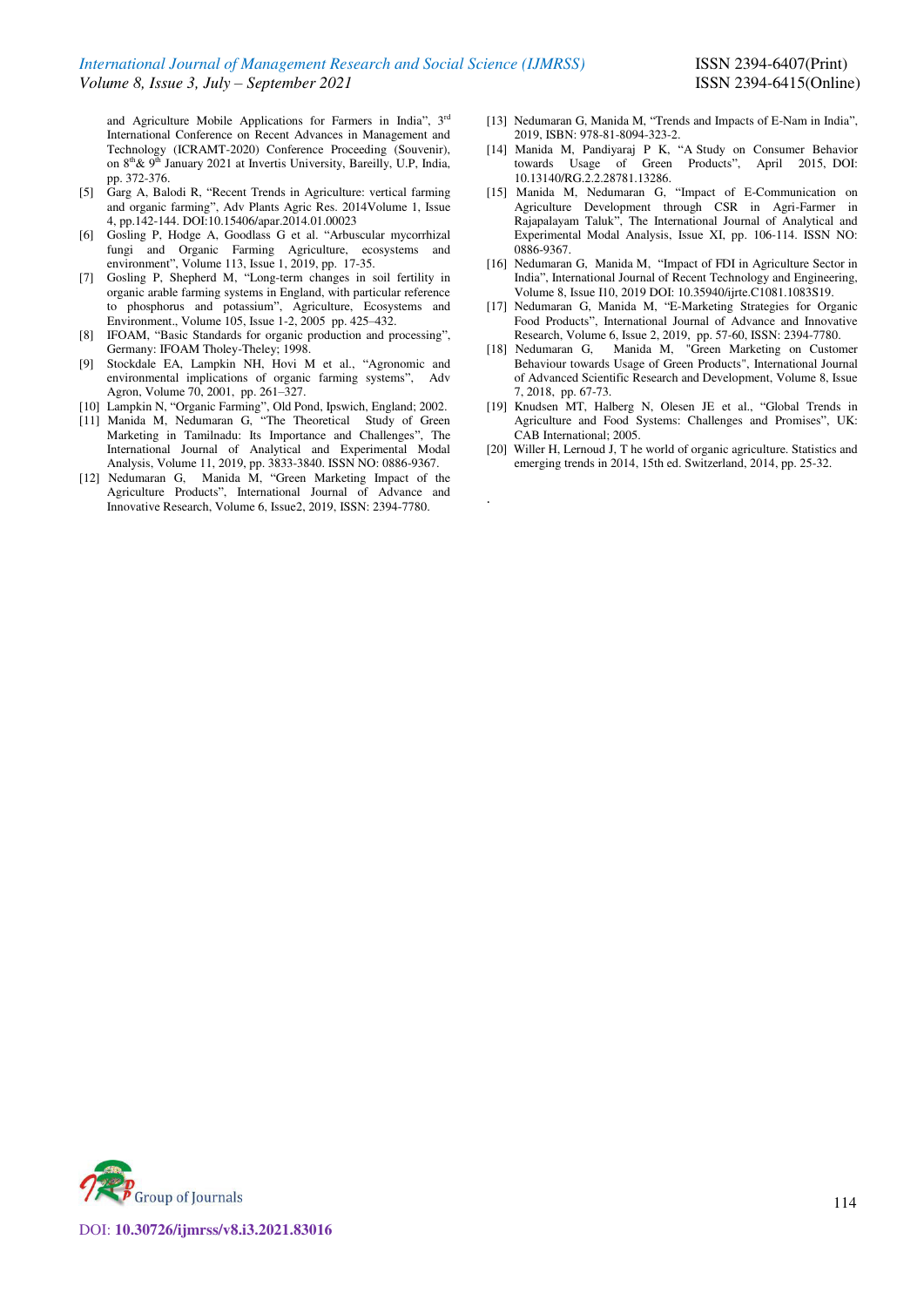and Agriculture Mobile Applications for Farmers in India", 3rd International Conference on Recent Advances in Management and Technology (ICRAMT-2020) Conference Proceeding (Souvenir), on 8th& 9th January 2021 at Invertis University, Bareilly, U.P, India, pp. 372-376.

[5] Garg A, Balodi R, "Recent Trends in Agriculture: vertical farming and organic farming", Adv Plants Agric Res. 2014Volume 1, Issue 4, pp.142-144. DOI:10.15406/apar.2014.01.00023

[6] Gosling P, Hodge A, Goodlass G et al. "Arbuscular mycorrhizal fungi and Organic Farming Agriculture, ecosystems and environment", Volume 113, Issue 1, 2019, pp. 17-35.

[7] Gosling P, Shepherd M, "Long-term changes in soil fertility in organic arable farming systems in England, with particular reference to phosphorus and potassium", Agriculture, Ecosystems and Environment., Volume 105, Issue 1-2, 2005 pp. 425–432.

[8] IFOAM, "Basic Standards for organic production and processing", Germany: IFOAM Tholey-Theley; 1998.

[9] Stockdale EA, Lampkin NH, Hovi M et al., "Agronomic and environmental implications of organic farming systems", Adv Agron, Volume 70, 2001, pp. 261–327.

[10] Lampkin N, "Organic Farming", Old Pond, Ipswich, England; 2002.

[11] Manida M, Nedumaran G, "The Theoretical Study of Green Marketing in Tamilnadu: Its Importance and Challenges", The International Journal of Analytical and Experimental Modal Analysis, Volume 11, 2019, pp. 3833-3840. ISSN NO: 0886-9367.

[12] Nedumaran G, Manida M, "Green Marketing Impact of the Agriculture Products", International Journal of Advance and Innovative Research, Volume 6, Issue2, 2019, ISSN: 2394-7780.

[13] Nedumaran G, Manida M, "Trends and Impacts of E-Nam in India", 2019, ISBN: 978-81-8094-323-2.

[14] Manida M, Pandiyaraj P K, "A Study on Consumer Behavior towards Usage of Green Products", April 2015, DOI: 10.13140/RG.2.2.28781.13286.

[15] Manida M, Nedumaran G, "Impact of E-Communication on Agriculture Development through CSR in Agri-Farmer in Rajapalayam Taluk", The International Journal of Analytical and Experimental Modal Analysis, Issue XI, pp. 106-114. ISSN NO: 0886-9367.

[16] Nedumaran G, Manida M, "Impact of FDI in Agriculture Sector in India", International Journal of Recent Technology and Engineering, Volume 8, Issue I10, 2019 DOI: 10.35940/ijrte.C1081.1083S19.

[17] Nedumaran G, Manida M, "E-Marketing Strategies for Organic Food Products", International Journal of Advance and Innovative Research, Volume 6, Issue 2, 2019, pp. 57-60, ISSN: 2394-7780.

[18] Nedumaran G, Manida M, "Green Marketing on Customer Behaviour towards Usage of Green Products", International Journal of Advanced Scientific Research and Development, Volume 8, Issue 7, 2018, pp. 67-73.

[19] Knudsen MT, Halberg N, Olesen JE et al., "Global Trends in Agriculture and Food Systems: Challenges and Promises", UK: CAB International; 2005.

[20] Willer H, Lernoud J, T he world of organic agriculture. Statistics and emerging trends in 2014, 15th ed. Switzerland, 2014, pp. 25-32.